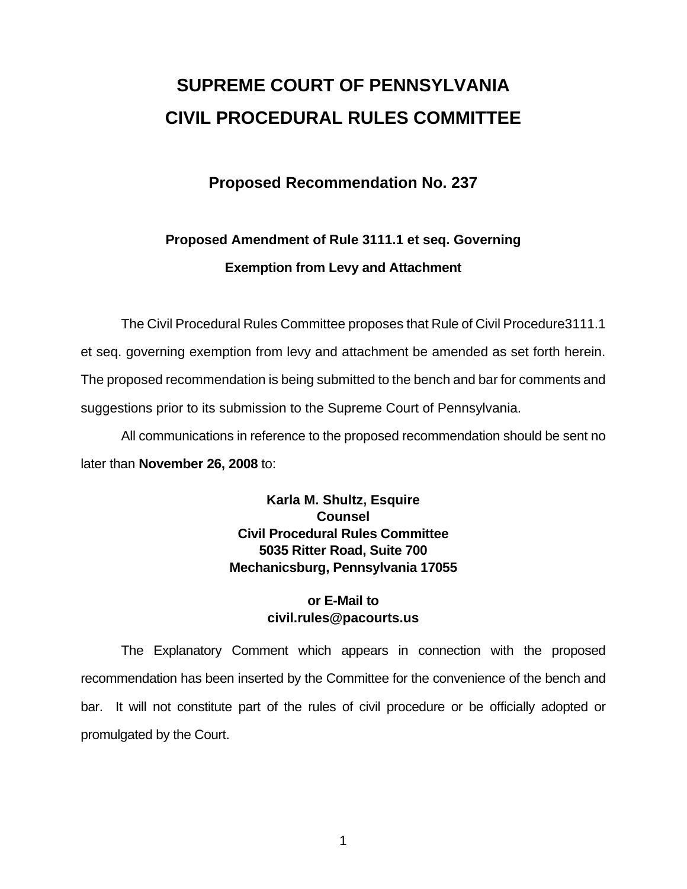# SUPREME COURT OF PENNSYLVANIA
# CIVIL PROCEDURAL RULES COMMITTEE

## Proposed Recommendation No. 237

### Proposed Amendment of Rule 3111.1 et seq. Governing Exemption from Levy and Attachment

The Civil Procedural Rules Committee proposes that Rule of Civil Procedure3111.1 et seq. governing exemption from levy and attachment be amended as set forth herein. The proposed recommendation is being submitted to the bench and bar for comments and suggestions prior to its submission to the Supreme Court of Pennsylvania.

All communications in reference to the proposed recommendation should be sent no later than **November 26, 2008** to:

**Karla M. Shultz, Esquire**
**Counsel**
**Civil Procedural Rules Committee**
**5035 Ritter Road, Suite 700**
**Mechanicsburg, Pennsylvania 17055**

**or E-Mail to**
**civil.rules@pacourts.us**

The Explanatory Comment which appears in connection with the proposed recommendation has been inserted by the Committee for the convenience of the bench and bar. It will not constitute part of the rules of civil procedure or be officially adopted or promulgated by the Court.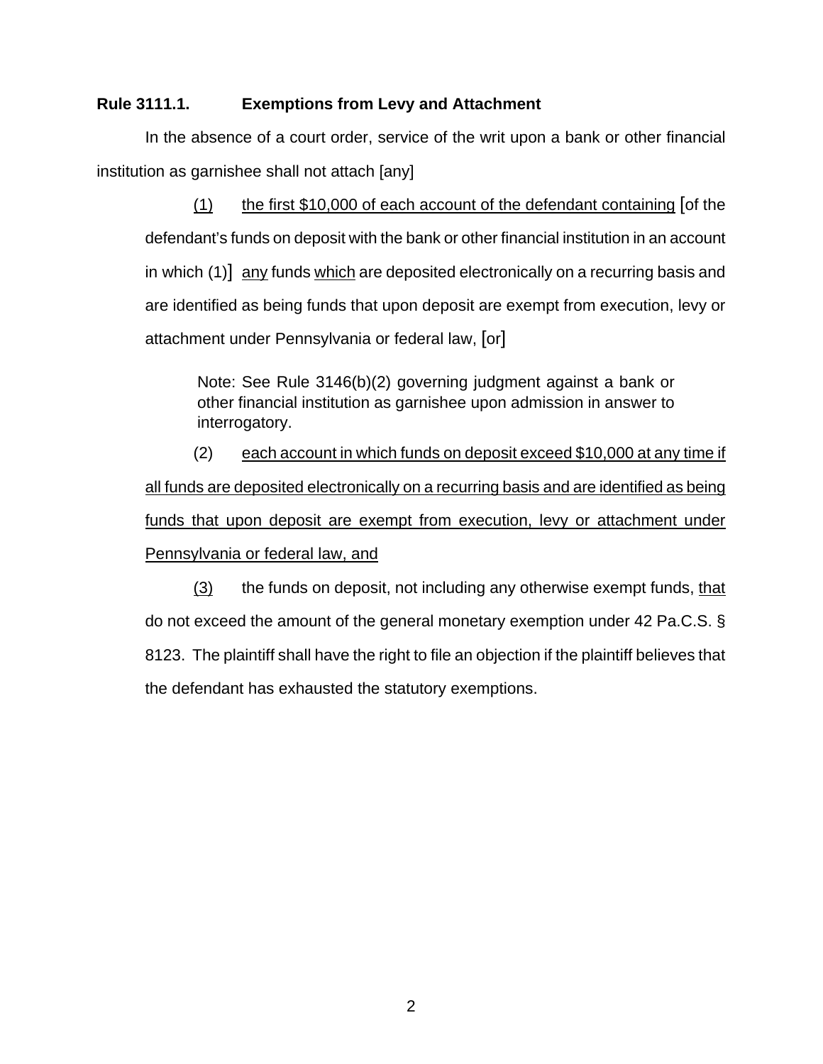**Rule 3111.1. Exemptions from Levy and Attachment**

In the absence of a court order, service of the writ upon a bank or other financial institution as garnishee shall not attach [any]

(1) the first $10,000 of each account of the defendant containing [of the defendant's funds on deposit with the bank or other financial institution in an account in which (1)] any funds which are deposited electronically on a recurring basis and are identified as being funds that upon deposit are exempt from execution, levy or attachment under Pennsylvania or federal law, [or]

> Note: See Rule 3146(b)(2) governing judgment against a bank or other financial institution as garnishee upon admission in answer to interrogatory.

(2) each account in which funds on deposit exceed $10,000 at any time if all funds are deposited electronically on a recurring basis and are identified as being funds that upon deposit are exempt from execution, levy or attachment under Pennsylvania or federal law, and

(3) the funds on deposit, not including any otherwise exempt funds, that do not exceed the amount of the general monetary exemption under 42 Pa.C.S. § 8123. The plaintiff shall have the right to file an objection if the plaintiff believes that the defendant has exhausted the statutory exemptions.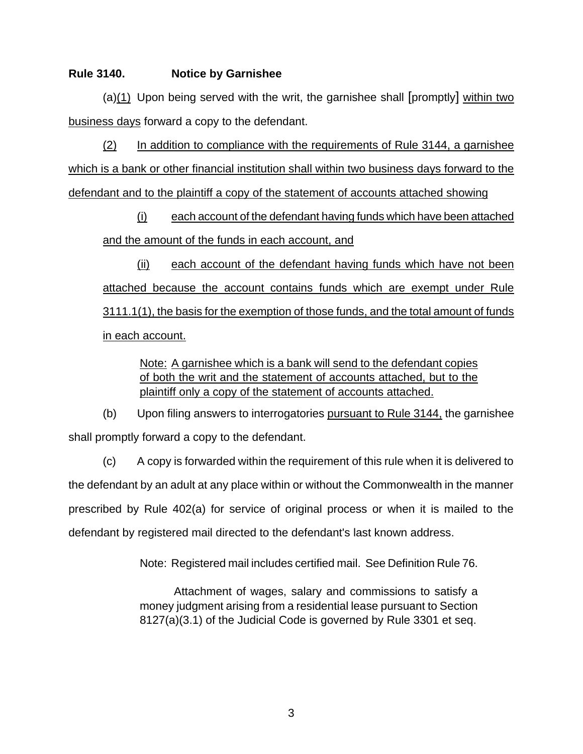**Rule 3140. Notice by Garnishee**

(a)<u>(1)</u> Upon being served with the writ, the garnishee shall [promptly] <u>within two business days</u> forward a copy to the defendant.

<u>(2) In addition to compliance with the requirements of Rule 3144, a garnishee which is a bank or other financial institution shall within two business days forward to the defendant and to the plaintiff a copy of the statement of accounts attached showing</u>

<u>(i) each account of the defendant having funds which have been attached and the amount of the funds in each account, and</u>

<u>(ii) each account of the defendant having funds which have not been attached because the account contains funds which are exempt under Rule 3111.1(1), the basis for the exemption of those funds, and the total amount of funds in each account.</u>

> <u>Note: A garnishee which is a bank will send to the defendant copies of both the writ and the statement of accounts attached, but to the plaintiff only a copy of the statement of accounts attached.</u>

(b) Upon filing answers to interrogatories <u>pursuant to Rule 3144,</u> the garnishee shall promptly forward a copy to the defendant.

(c) A copy is forwarded within the requirement of this rule when it is delivered to the defendant by an adult at any place within or without the Commonwealth in the manner prescribed by Rule 402(a) for service of original process or when it is mailed to the defendant by registered mail directed to the defendant's last known address.

> Note: Registered mail includes certified mail. See Definition Rule 76.
>
> Attachment of wages, salary and commissions to satisfy a money judgment arising from a residential lease pursuant to Section 8127(a)(3.1) of the Judicial Code is governed by Rule 3301 et seq.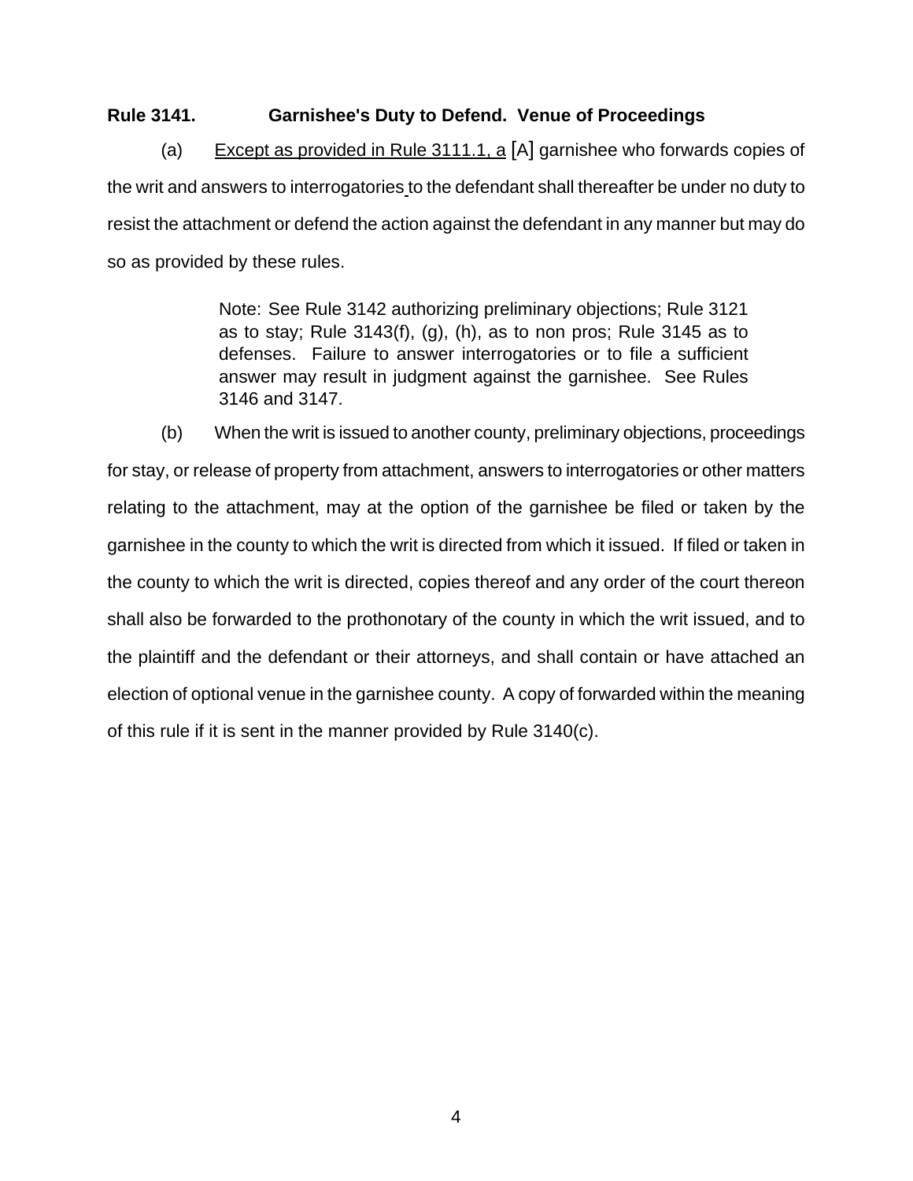**Rule 3141. Garnishee's Duty to Defend. Venue of Proceedings**

(a) <u>Except as provided in Rule 3111.1, a</u> [A] garnishee who forwards copies of the writ and answers to interrogatories to the defendant shall thereafter be under no duty to resist the attachment or defend the action against the defendant in any manner but may do so as provided by these rules.

> Note: See Rule 3142 authorizing preliminary objections; Rule 3121 as to stay; Rule 3143(f), (g), (h), as to non pros; Rule 3145 as to defenses. Failure to answer interrogatories or to file a sufficient answer may result in judgment against the garnishee. See Rules 3146 and 3147.

(b) When the writ is issued to another county, preliminary objections, proceedings for stay, or release of property from attachment, answers to interrogatories or other matters relating to the attachment, may at the option of the garnishee be filed or taken by the garnishee in the county to which the writ is directed from which it issued. If filed or taken in the county to which the writ is directed, copies thereof and any order of the court thereon shall also be forwarded to the prothonotary of the county in which the writ issued, and to the plaintiff and the defendant or their attorneys, and shall contain or have attached an election of optional venue in the garnishee county. A copy of forwarded within the meaning of this rule if it is sent in the manner provided by Rule 3140(c).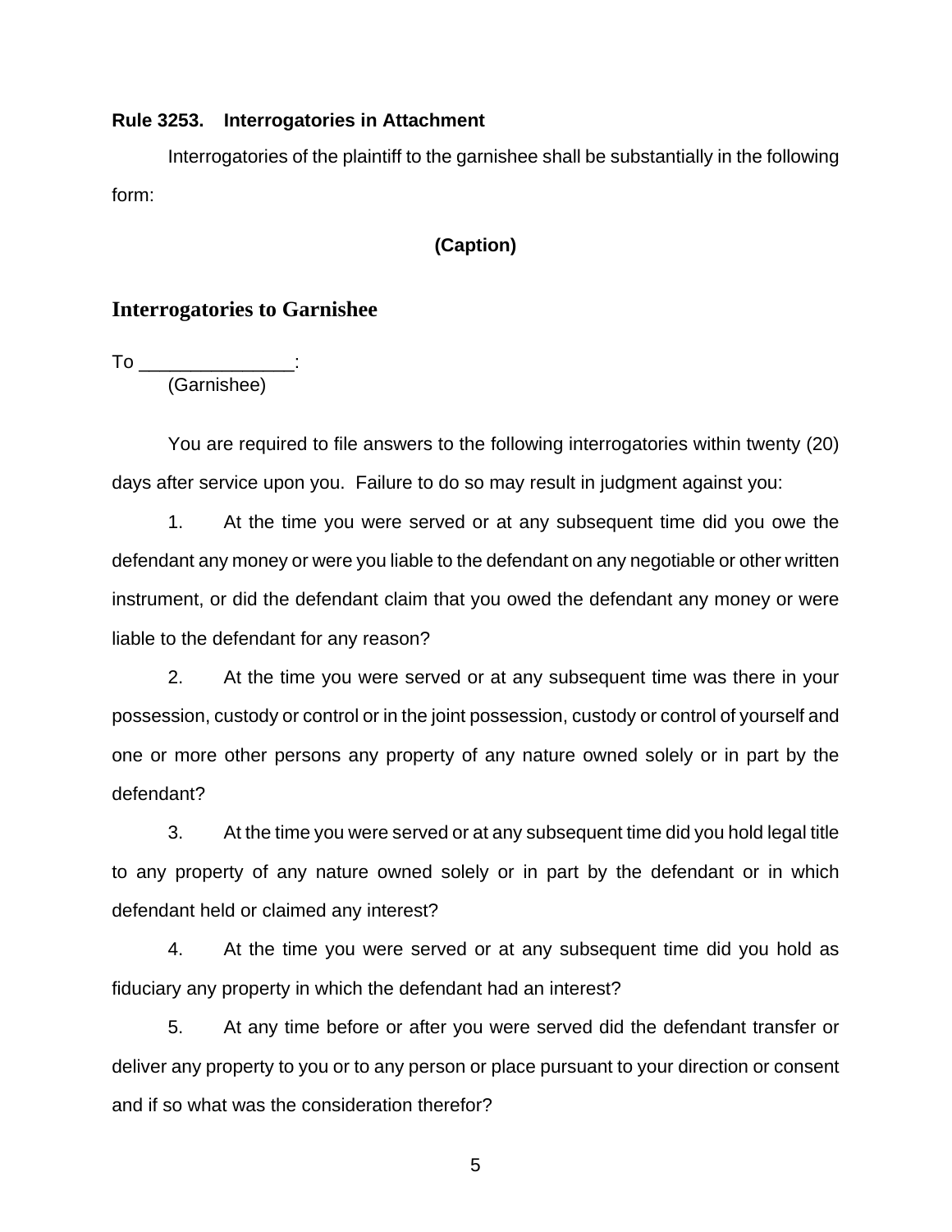**Rule 3253. Interrogatories in Attachment**

Interrogatories of the plaintiff to the garnishee shall be substantially in the following form:

**(Caption)**

## Interrogatories to Garnishee

To _______________:
(Garnishee)

You are required to file answers to the following interrogatories within twenty (20) days after service upon you. Failure to do so may result in judgment against you:

1. At the time you were served or at any subsequent time did you owe the defendant any money or were you liable to the defendant on any negotiable or other written instrument, or did the defendant claim that you owed the defendant any money or were liable to the defendant for any reason?

2. At the time you were served or at any subsequent time was there in your possession, custody or control or in the joint possession, custody or control of yourself and one or more other persons any property of any nature owned solely or in part by the defendant?

3. At the time you were served or at any subsequent time did you hold legal title to any property of any nature owned solely or in part by the defendant or in which defendant held or claimed any interest?

4. At the time you were served or at any subsequent time did you hold as fiduciary any property in which the defendant had an interest?

5. At any time before or after you were served did the defendant transfer or deliver any property to you or to any person or place pursuant to your direction or consent and if so what was the consideration therefor?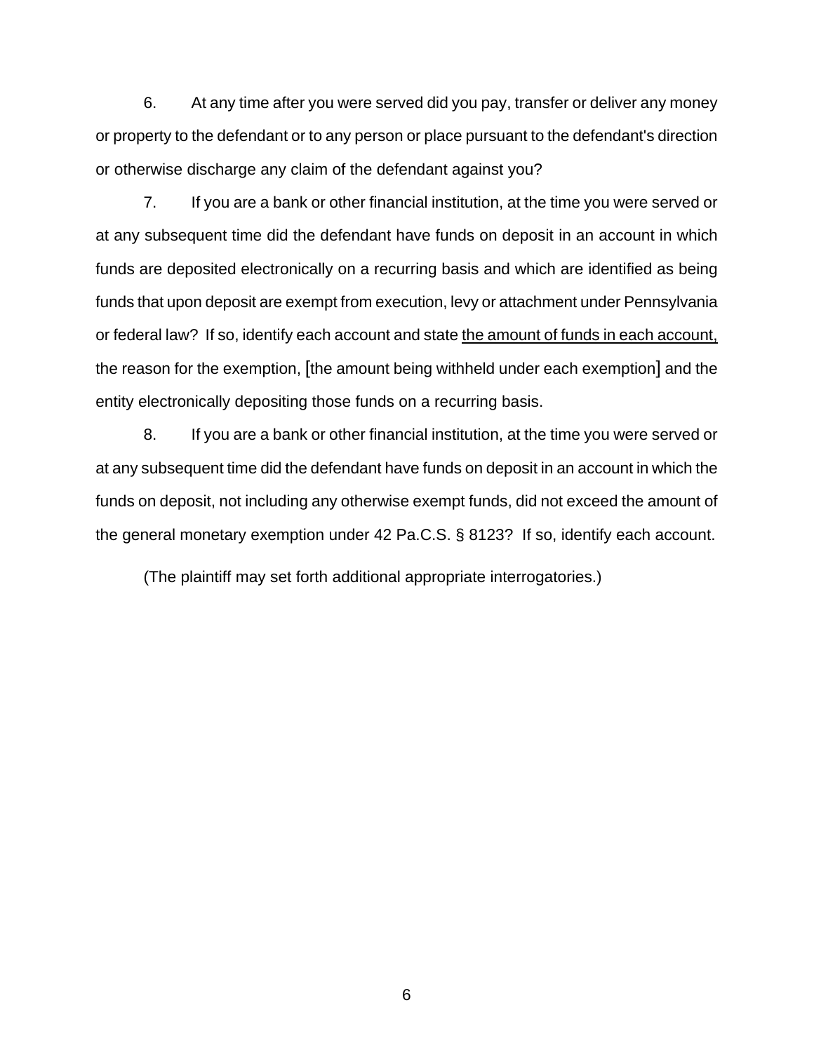6. At any time after you were served did you pay, transfer or deliver any money or property to the defendant or to any person or place pursuant to the defendant's direction or otherwise discharge any claim of the defendant against you?

7. If you are a bank or other financial institution, at the time you were served or at any subsequent time did the defendant have funds on deposit in an account in which funds are deposited electronically on a recurring basis and which are identified as being funds that upon deposit are exempt from execution, levy or attachment under Pennsylvania or federal law? If so, identify each account and state <u>the amount of funds in each account,</u> the reason for the exemption, [the amount being withheld under each exemption] and the entity electronically depositing those funds on a recurring basis.

8. If you are a bank or other financial institution, at the time you were served or at any subsequent time did the defendant have funds on deposit in an account in which the funds on deposit, not including any otherwise exempt funds, did not exceed the amount of the general monetary exemption under 42 Pa.C.S. § 8123? If so, identify each account.

(The plaintiff may set forth additional appropriate interrogatories.)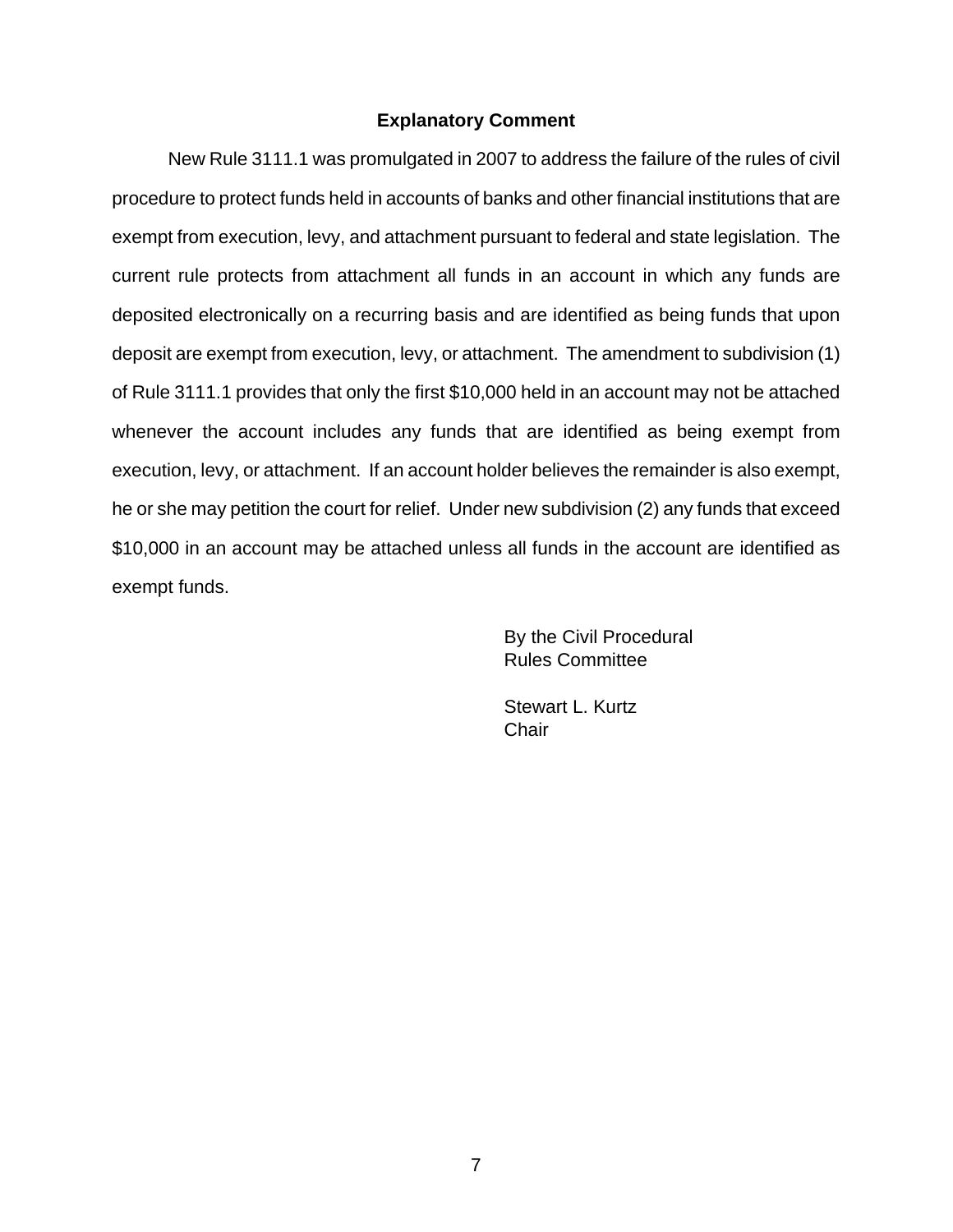## Explanatory Comment

New Rule 3111.1 was promulgated in 2007 to address the failure of the rules of civil procedure to protect funds held in accounts of banks and other financial institutions that are exempt from execution, levy, and attachment pursuant to federal and state legislation. The current rule protects from attachment all funds in an account in which any funds are deposited electronically on a recurring basis and are identified as being funds that upon deposit are exempt from execution, levy, or attachment. The amendment to subdivision (1) of Rule 3111.1 provides that only the first $10,000 held in an account may not be attached whenever the account includes any funds that are identified as being exempt from execution, levy, or attachment. If an account holder believes the remainder is also exempt, he or she may petition the court for relief. Under new subdivision (2) any funds that exceed $10,000 in an account may be attached unless all funds in the account are identified as exempt funds.

By the Civil Procedural
Rules Committee

Stewart L. Kurtz
Chair